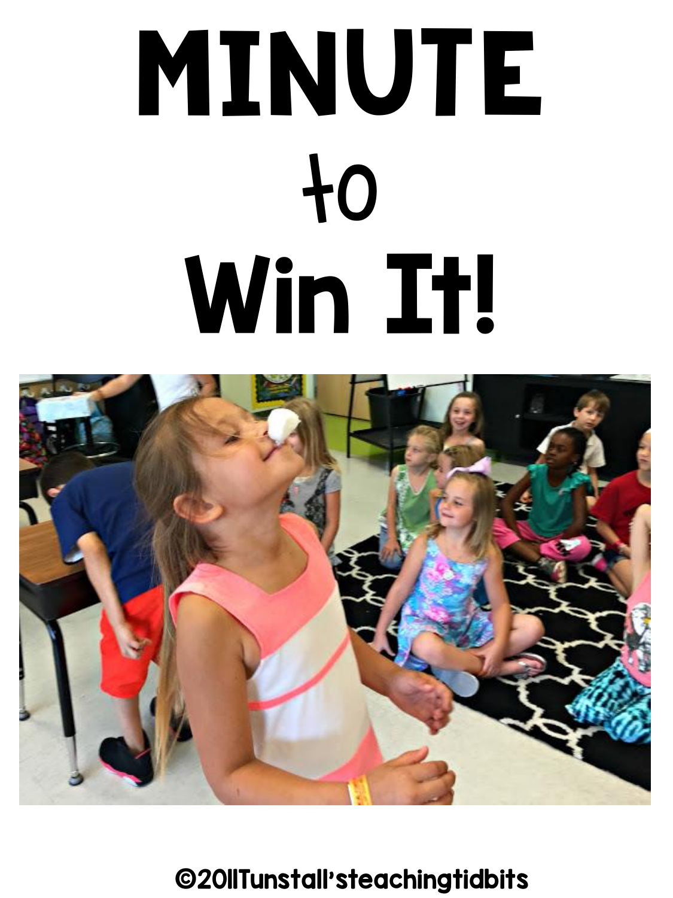# MINUTE to Win It!

©2011Tunstall'steachingtidbits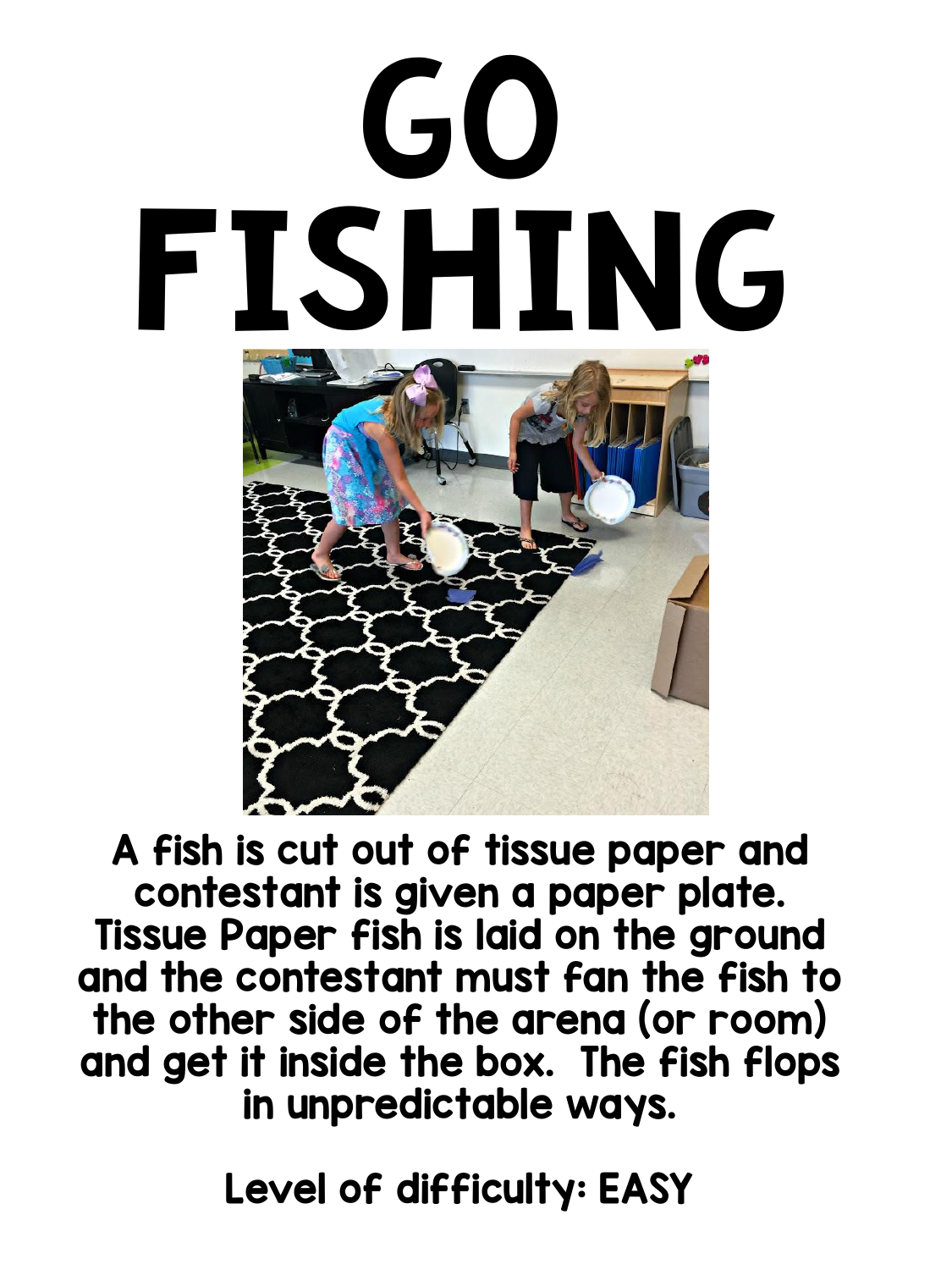# GO FISHING

A fish is cut out of tissue paper and contestant is given a paper plate. Tissue Paper fish is laid on the ground and the contestant must fan the fish to the other side of the arena (or room) and get it inside the box. The fish flops in unpredictable ways.

Level of difficulty: EASY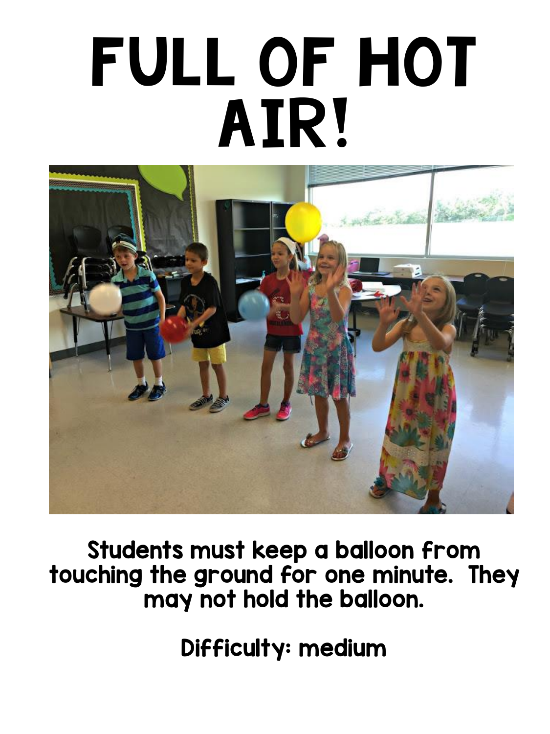# FULL OF HOT AIR!

Students must keep a balloon from touching the ground for one minute. They may not hold the balloon.

Difficulty: medium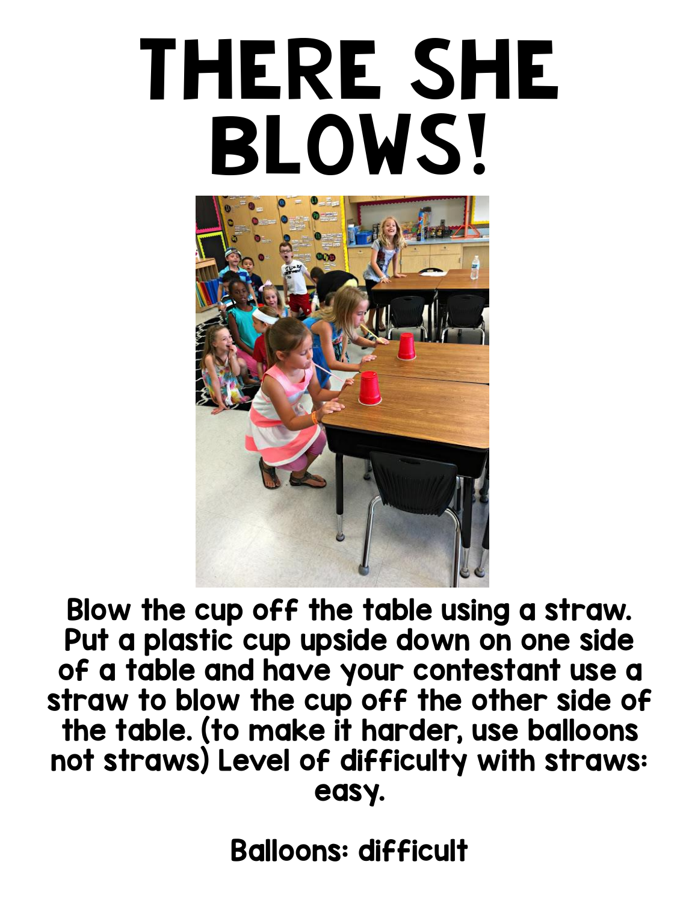# THERE SHE BLOWS!

Blow the cup off the table using a straw. Put a plastic cup upside down on one side of a table and have your contestant use a straw to blow the cup off the other side of the table. (to make it harder, use balloons not straws) Level of difficulty with straws: easy.

Balloons: difficult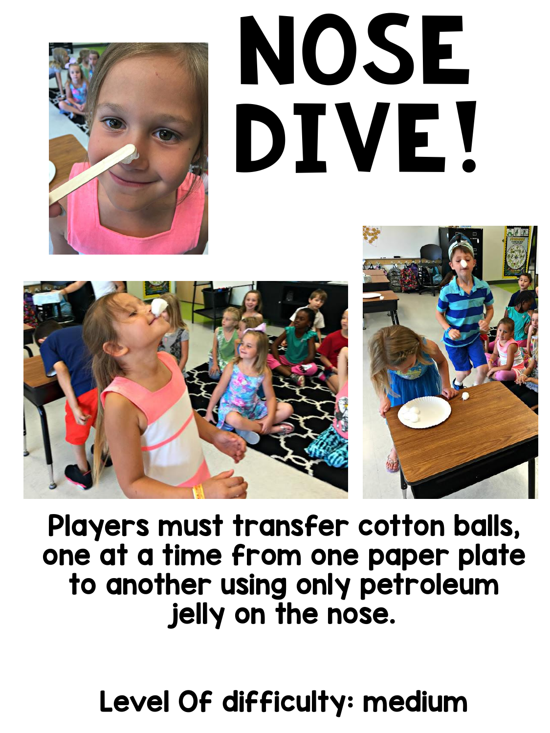# NOSE DIVE!

Players must transfer cotton balls, one at a time from one paper plate to another using only petroleum jelly on the nose.

Level Of difficulty: medium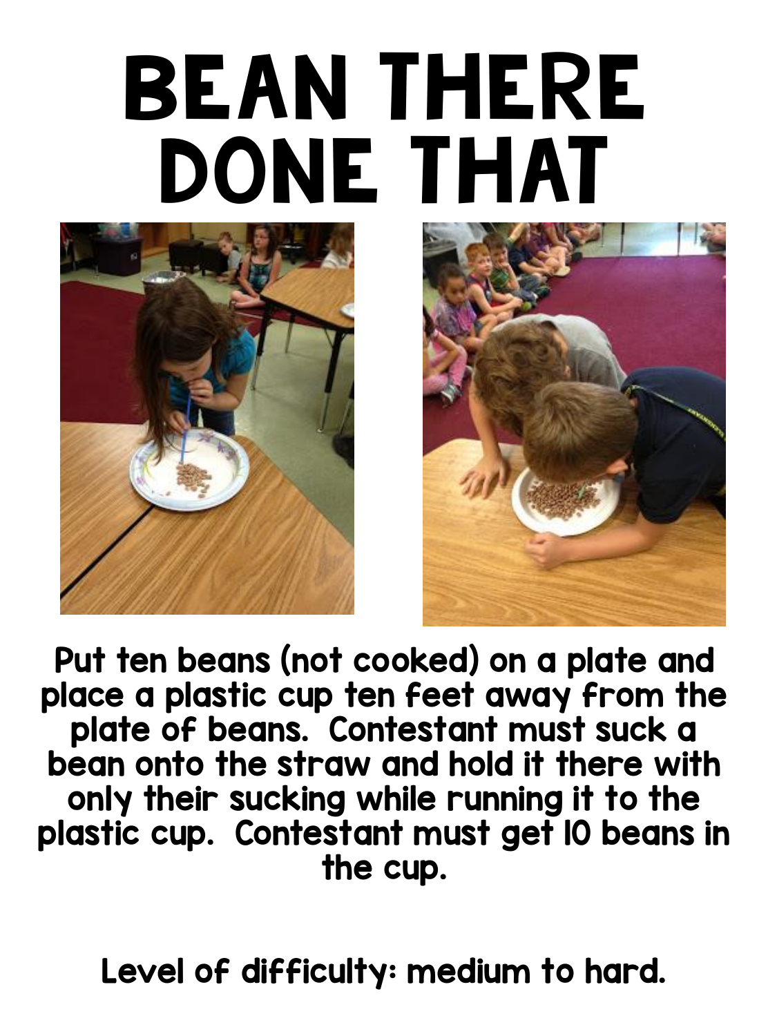# BEAN THERE DONE THAT

Put ten beans (not cooked) on a plate and place a plastic cup ten feet away from the plate of beans. Contestant must suck a bean onto the straw and hold it there with only their sucking while running it to the plastic cup. Contestant must get 10 beans in the cup.

Level of difficulty: medium to hard.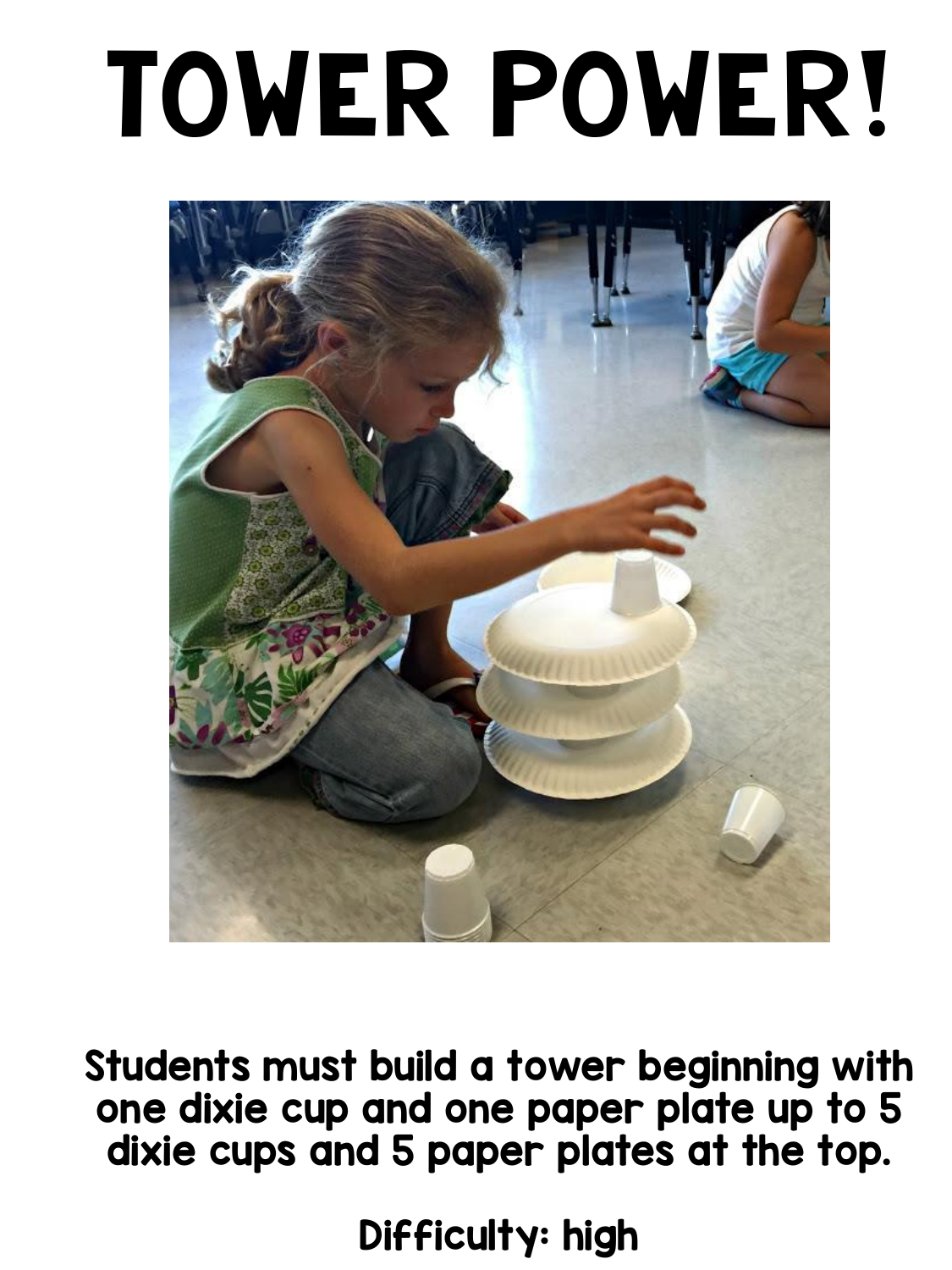# TOWER POWER!

Students must build a tower beginning with one dixie cup and one paper plate up to 5 dixie cups and 5 paper plates at the top.

Difficulty: high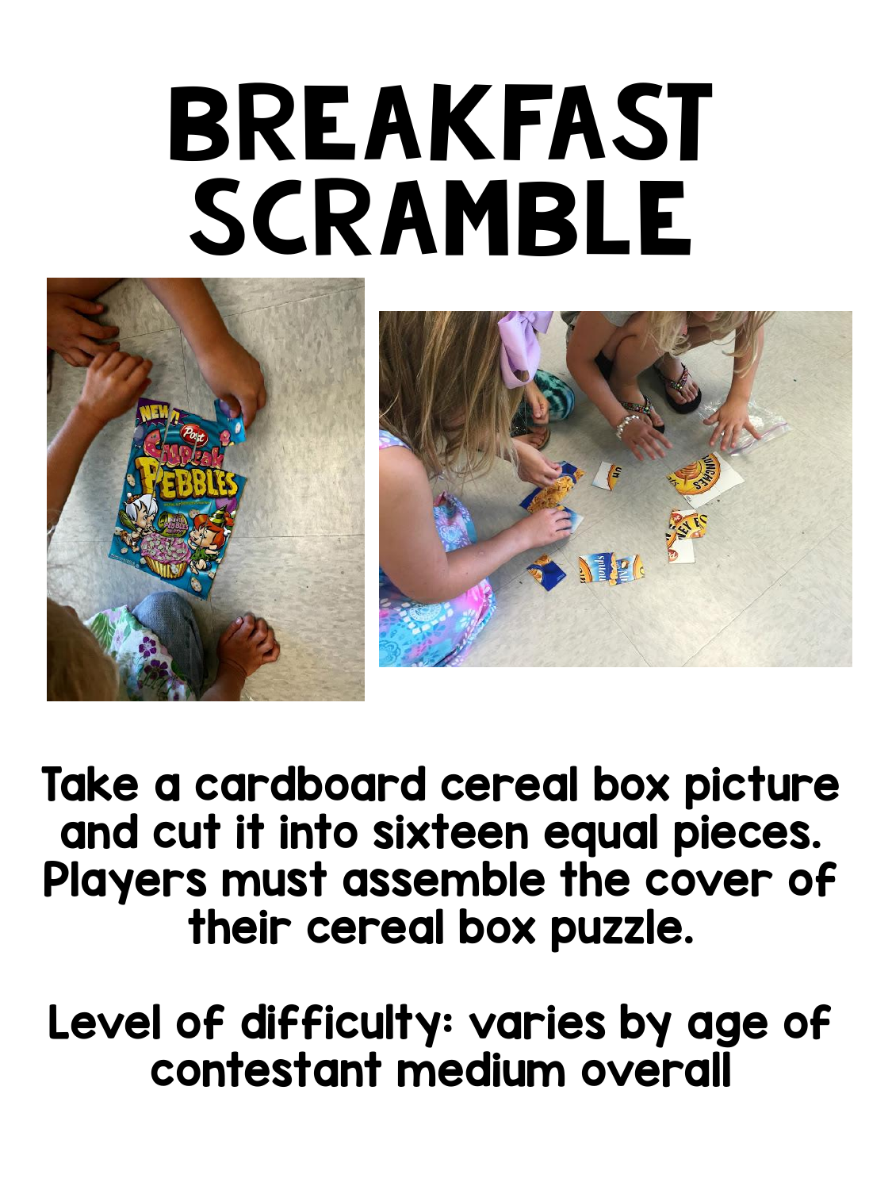# BREAKFAST SCRAMBLE

Take a cardboard cereal box picture and cut it into sixteen equal pieces. Players must assemble the cover of their cereal box puzzle.

Level of difficulty: varies by age of contestant medium overall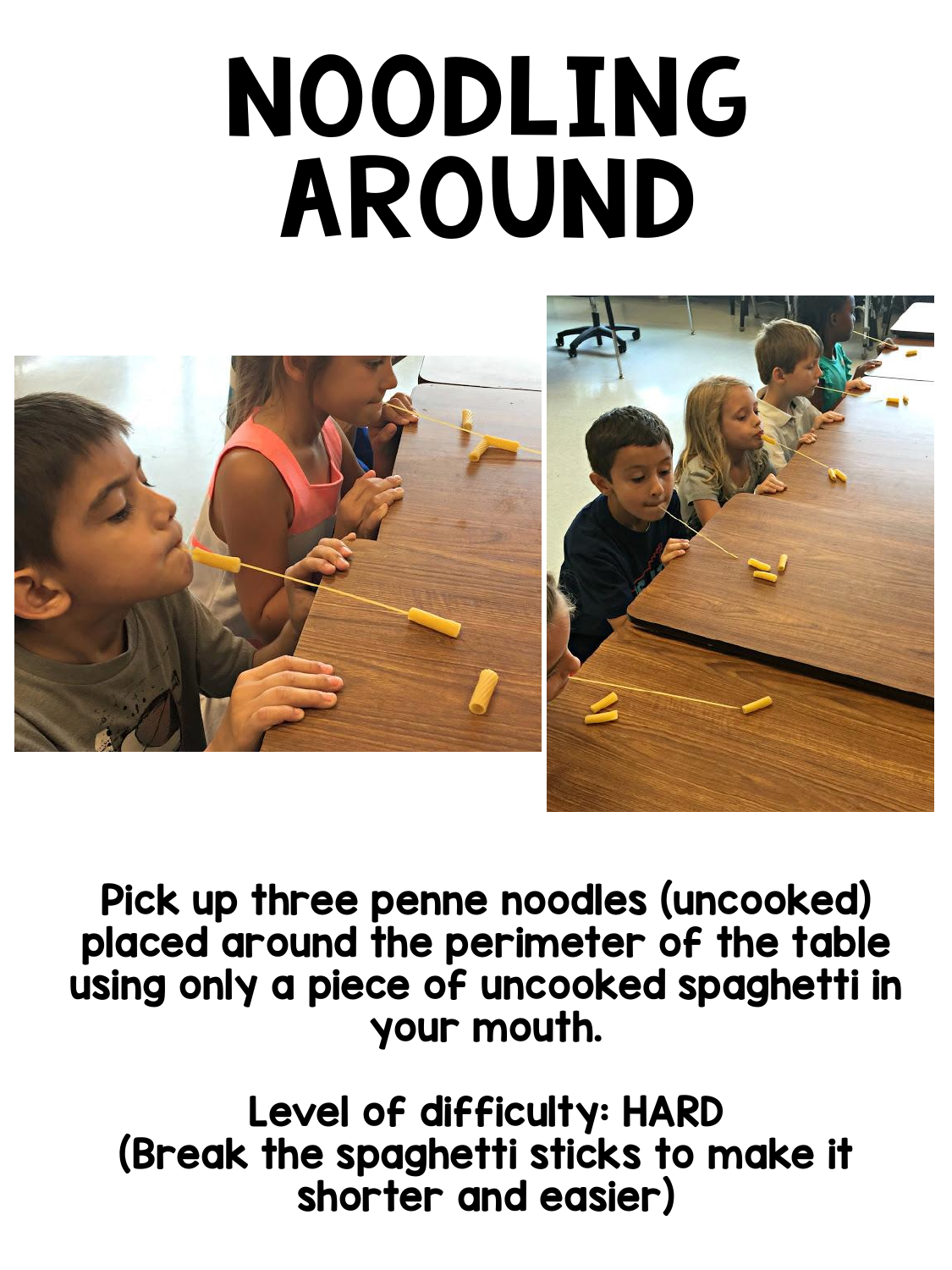# NOODLING AROUND

Pick up three penne noodles (uncooked) placed around the perimeter of the table using only a piece of uncooked spaghetti in your mouth.

Level of difficulty: HARD
(Break the spaghetti sticks to make it shorter and easier)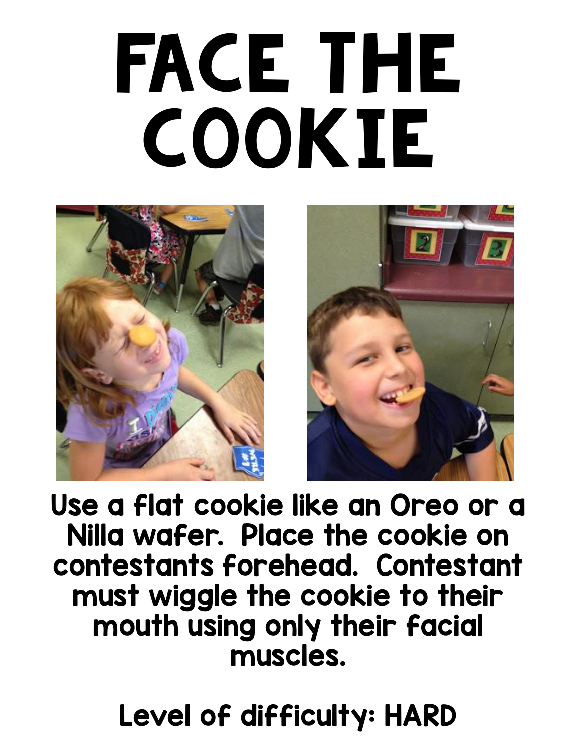# FACE THE COOKIE

Use a flat cookie like an Oreo or a Nilla wafer. Place the cookie on contestants forehead. Contestant must wiggle the cookie to their mouth using only their facial muscles.

Level of difficulty: HARD